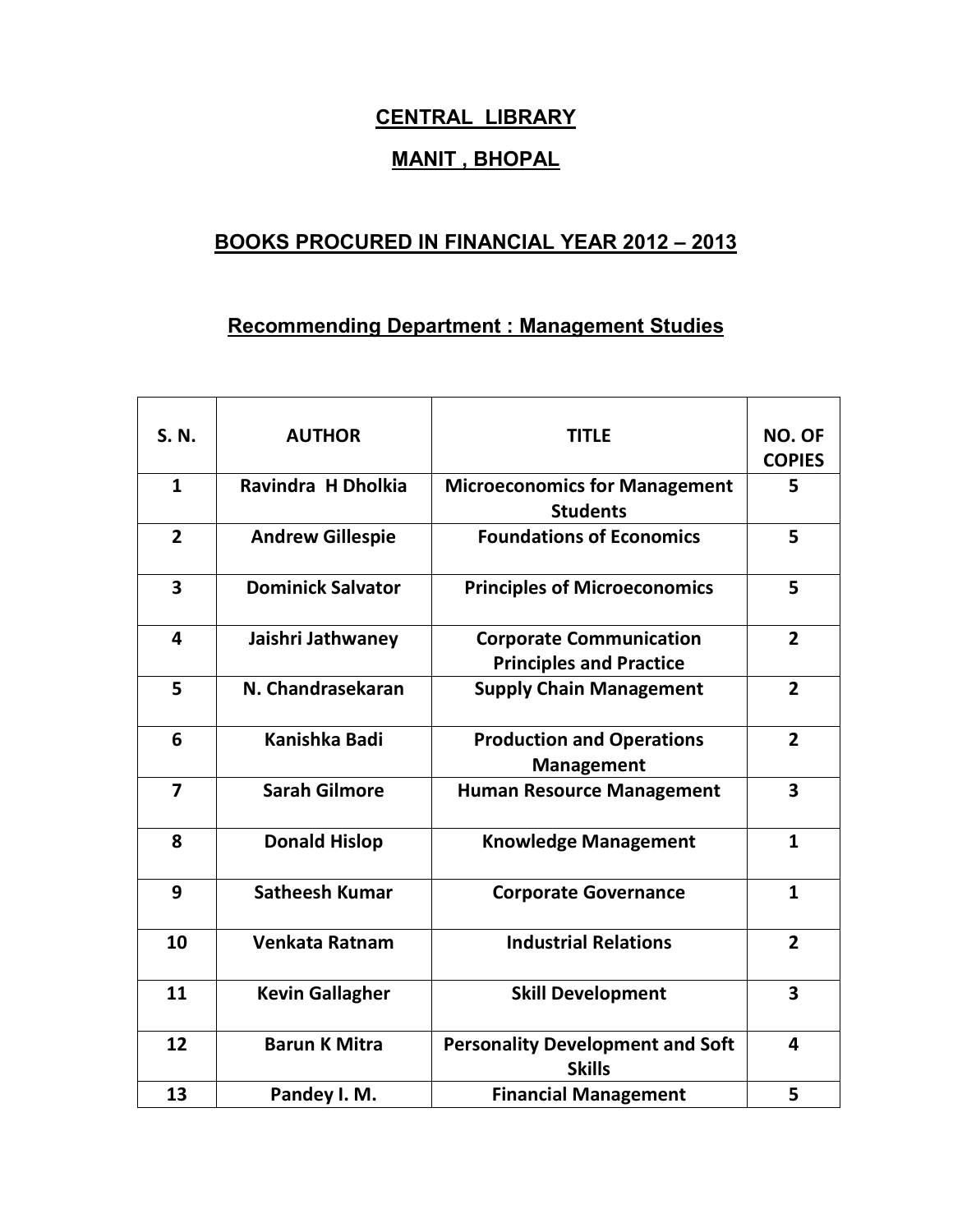# CENTRAL LIBRARY

## MANIT , BHOPAL

## BOOKS PROCURED IN FINANCIAL YEAR 2012 – 2013

### Recommending Department : Management Studies

| S. N. | AUTHOR | TITLE | NO. OF COPIES |
|---|---|---|---|
| 1 | Ravindra H Dholkia | Microeconomics for Management Students | 5 |
| 2 | Andrew Gillespie | Foundations of Economics | 5 |
| 3 | Dominick Salvator | Principles of Microeconomics | 5 |
| 4 | Jaishri Jathwaney | Corporate Communication Principles and Practice | 2 |
| 5 | N. Chandrasekaran | Supply Chain Management | 2 |
| 6 | Kanishka Badi | Production and Operations Management | 2 |
| 7 | Sarah Gilmore | Human Resource Management | 3 |
| 8 | Donald Hislop | Knowledge Management | 1 |
| 9 | Satheesh Kumar | Corporate Governance | 1 |
| 10 | Venkata Ratnam | Industrial Relations | 2 |
| 11 | Kevin Gallagher | Skill Development | 3 |
| 12 | Barun K Mitra | Personality Development and Soft Skills | 4 |
| 13 | Pandey I. M. | Financial Management | 5 |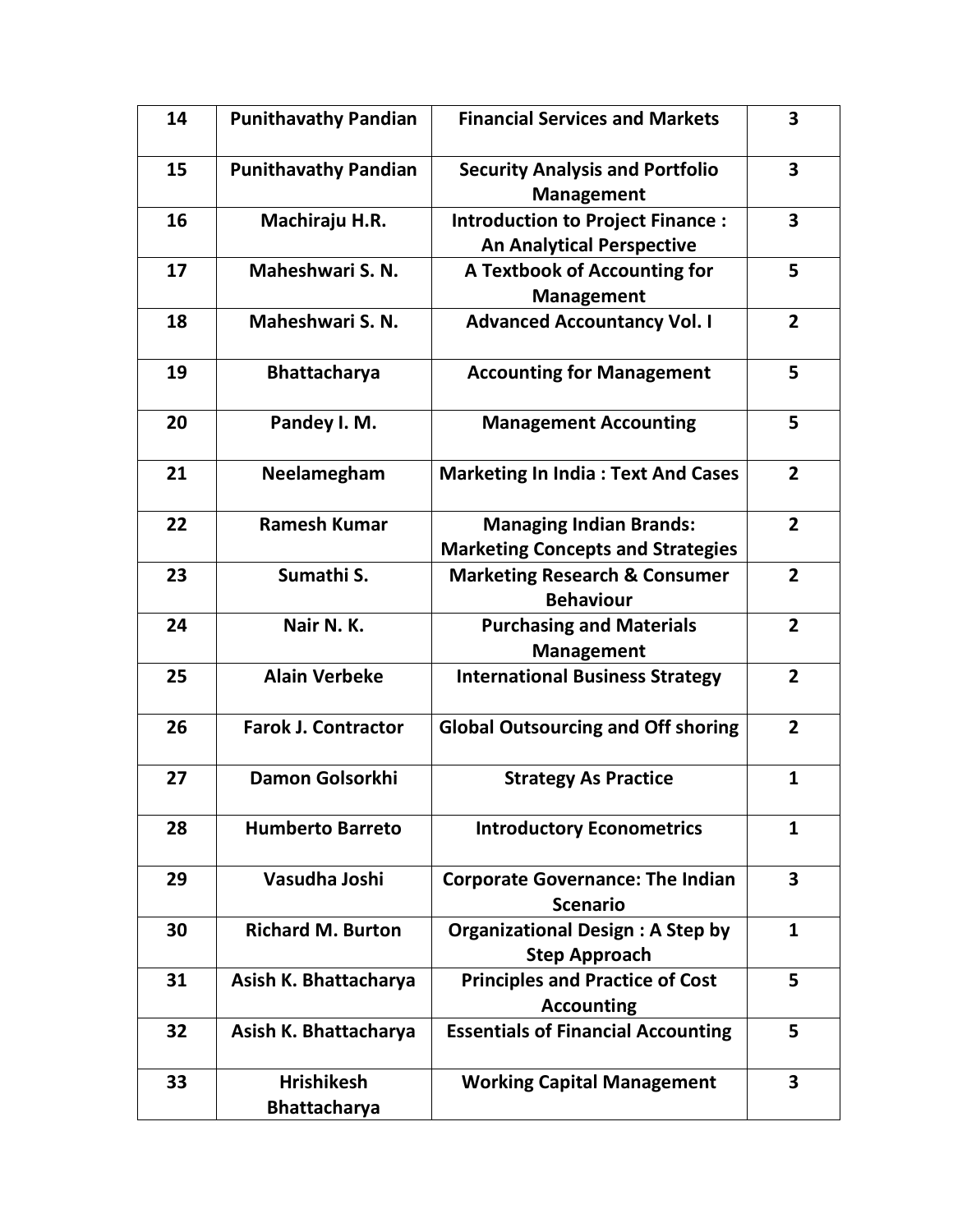| 14 | Punithavathy Pandian | Financial Services and Markets | 3 |
|---|---|---|---|
| 15 | Punithavathy Pandian | Security Analysis and Portfolio Management | 3 |
| 16 | Machiraju H.R. | Introduction to Project Finance : An Analytical Perspective | 3 |
| 17 | Maheshwari S. N. | A Textbook of Accounting for Management | 5 |
| 18 | Maheshwari S. N. | Advanced Accountancy Vol. I | 2 |
| 19 | Bhattacharya | Accounting for Management | 5 |
| 20 | Pandey I. M. | Management Accounting | 5 |
| 21 | Neelamegham | Marketing In India : Text And Cases | 2 |
| 22 | Ramesh Kumar | Managing Indian Brands: Marketing Concepts and Strategies | 2 |
| 23 | Sumathi S. | Marketing Research & Consumer Behaviour | 2 |
| 24 | Nair N. K. | Purchasing and Materials Management | 2 |
| 25 | Alain Verbeke | International Business Strategy | 2 |
| 26 | Farok J. Contractor | Global Outsourcing and Off shoring | 2 |
| 27 | Damon Golsorkhi | Strategy As Practice | 1 |
| 28 | Humberto Barreto | Introductory Econometrics | 1 |
| 29 | Vasudha Joshi | Corporate Governance: The Indian Scenario | 3 |
| 30 | Richard M. Burton | Organizational Design : A Step by Step Approach | 1 |
| 31 | Asish K. Bhattacharya | Principles and Practice of Cost Accounting | 5 |
| 32 | Asish K. Bhattacharya | Essentials of Financial Accounting | 5 |
| 33 | Hrishikesh Bhattacharya | Working Capital Management | 3 |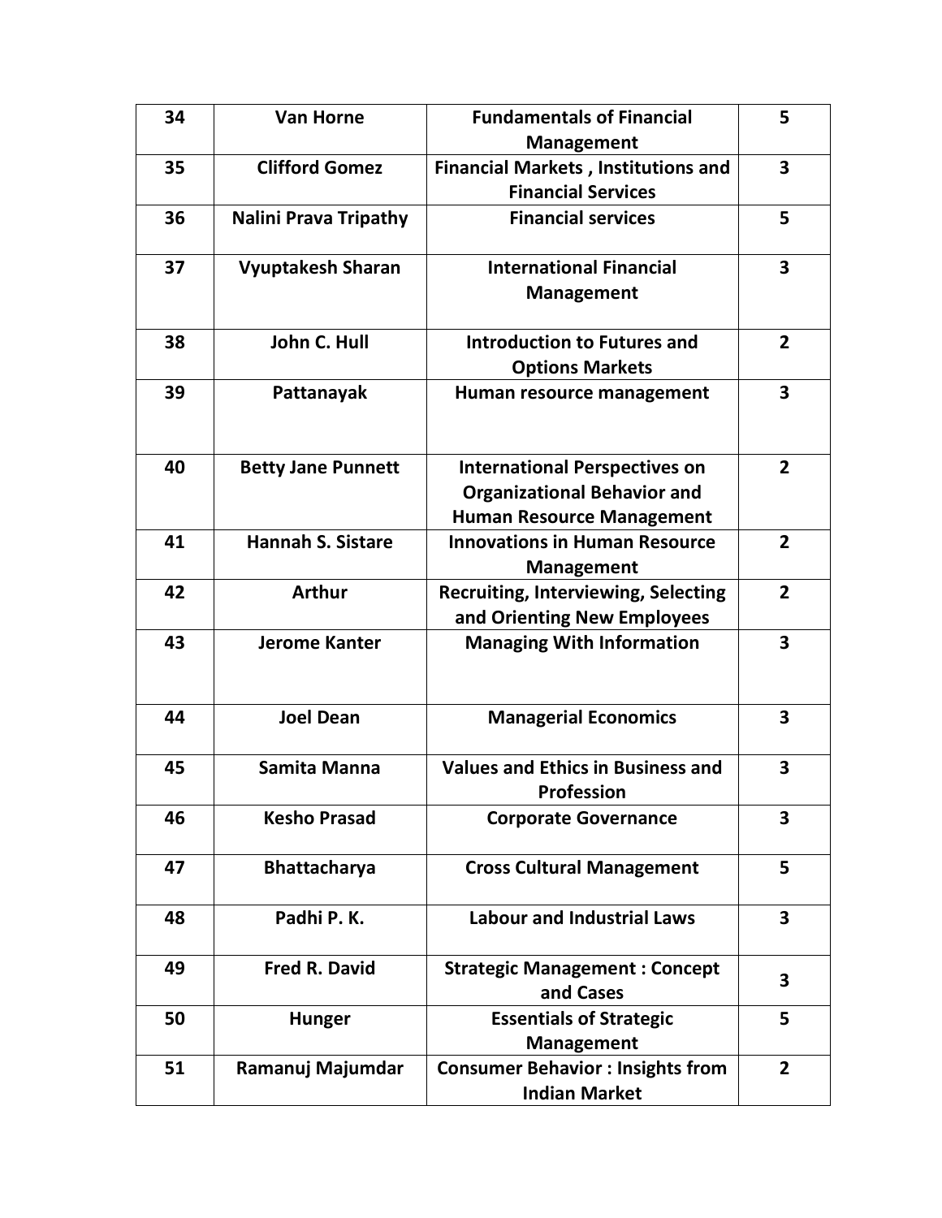| 34 | Van Horne | Fundamentals of Financial Management | 5 |
|---|---|---|---|
| 35 | Clifford Gomez | Financial Markets , Institutions and Financial Services | 3 |
| 36 | Nalini Prava Tripathy | Financial services | 5 |
| 37 | Vyuptakesh Sharan | International Financial Management | 3 |
| 38 | John C. Hull | Introduction to Futures and Options Markets | 2 |
| 39 | Pattanayak | Human resource management | 3 |
| 40 | Betty Jane Punnett | International Perspectives on Organizational Behavior and Human Resource Management | 2 |
| 41 | Hannah S. Sistare | Innovations in Human Resource Management | 2 |
| 42 | Arthur | Recruiting, Interviewing, Selecting and Orienting New Employees | 2 |
| 43 | Jerome Kanter | Managing With Information | 3 |
| 44 | Joel Dean | Managerial Economics | 3 |
| 45 | Samita Manna | Values and Ethics in Business and Profession | 3 |
| 46 | Kesho Prasad | Corporate Governance | 3 |
| 47 | Bhattacharya | Cross Cultural Management | 5 |
| 48 | Padhi P. K. | Labour and Industrial Laws | 3 |
| 49 | Fred R. David | Strategic Management : Concept and Cases | 3 |
| 50 | Hunger | Essentials of Strategic Management | 5 |
| 51 | Ramanuj Majumdar | Consumer Behavior : Insights from Indian Market | 2 |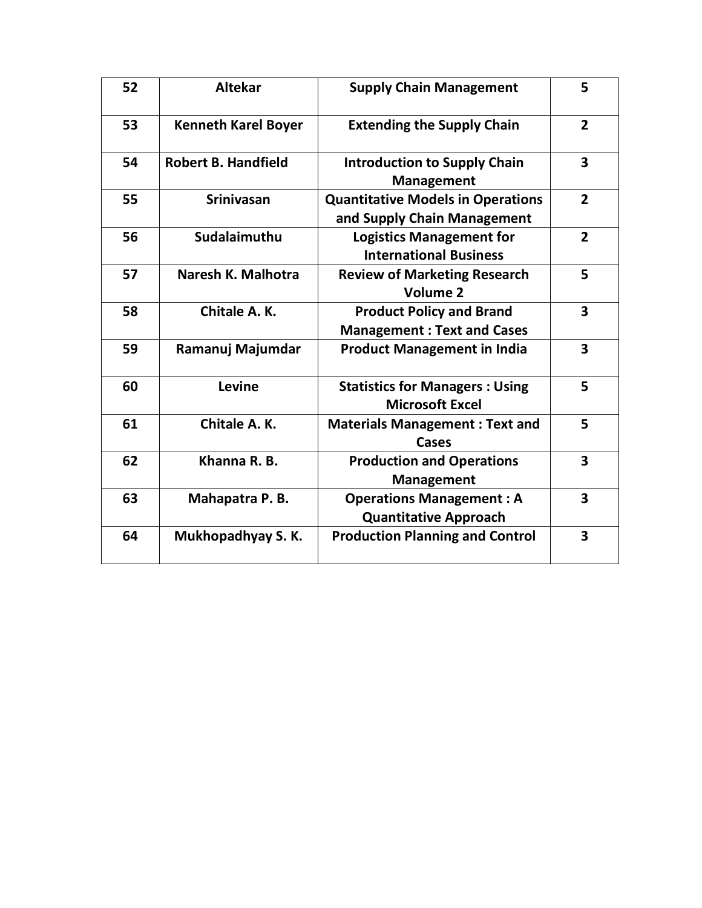| | | | |
|---|---|---|---|
| **52** | **Altekar** | **Supply Chain Management** | **5** |
| **53** | **Kenneth Karel Boyer** | **Extending the Supply Chain** | **2** |
| **54** | **Robert B. Handfield** | **Introduction to Supply Chain Management** | **3** |
| **55** | **Srinivasan** | **Quantitative Models in Operations and Supply Chain Management** | **2** |
| **56** | **Sudalaimuthu** | **Logistics Management for International Business** | **2** |
| **57** | **Naresh K. Malhotra** | **Review of Marketing Research Volume 2** | **5** |
| **58** | **Chitale A. K.** | **Product Policy and Brand Management : Text and Cases** | **3** |
| **59** | **Ramanuj Majumdar** | **Product Management in India** | **3** |
| **60** | **Levine** | **Statistics for Managers : Using Microsoft Excel** | **5** |
| **61** | **Chitale A. K.** | **Materials Management : Text and Cases** | **5** |
| **62** | **Khanna R. B.** | **Production and Operations Management** | **3** |
| **63** | **Mahapatra P. B.** | **Operations Management : A Quantitative Approach** | **3** |
| **64** | **Mukhopadhyay S. K.** | **Production Planning and Control** | **3** |